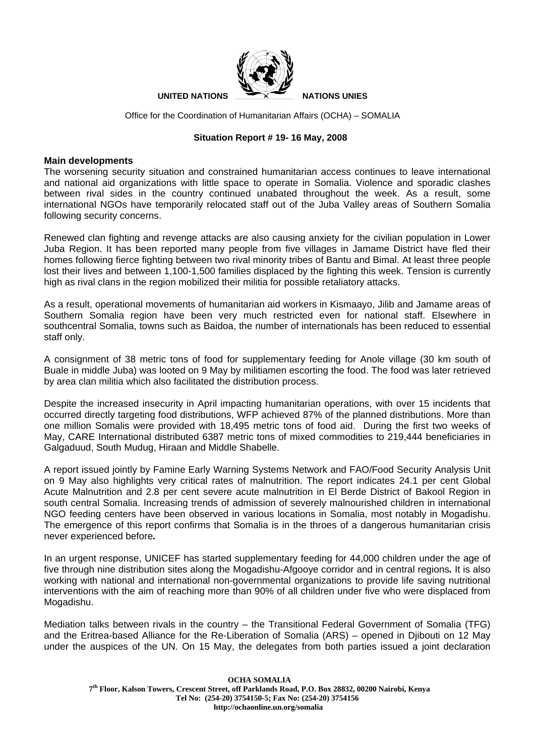UNITED NATIONS NATIONS UNIES

Office for the Coordination of Humanitarian Affairs (OCHA) – SOMALIA

**Situation Report # 19- 16 May, 2008**

## Main developments

The worsening security situation and constrained humanitarian access continues to leave international and national aid organizations with little space to operate in Somalia. Violence and sporadic clashes between rival sides in the country continued unabated throughout the week. As a result, some international NGOs have temporarily relocated staff out of the Juba Valley areas of Southern Somalia following security concerns.

Renewed clan fighting and revenge attacks are also causing anxiety for the civilian population in Lower Juba Region. It has been reported many people from five villages in Jamame District have fled their homes following fierce fighting between two rival minority tribes of Bantu and Bimal. At least three people lost their lives and between 1,100-1,500 families displaced by the fighting this week. Tension is currently high as rival clans in the region mobilized their militia for possible retaliatory attacks.

As a result, operational movements of humanitarian aid workers in Kismaayo, Jilib and Jamame areas of Southern Somalia region have been very much restricted even for national staff. Elsewhere in southcentral Somalia, towns such as Baidoa, the number of internationals has been reduced to essential staff only.

A consignment of 38 metric tons of food for supplementary feeding for Anole village (30 km south of Buale in middle Juba) was looted on 9 May by militiamen escorting the food. The food was later retrieved by area clan militia which also facilitated the distribution process.

Despite the increased insecurity in April impacting humanitarian operations, with over 15 incidents that occurred directly targeting food distributions, WFP achieved 87% of the planned distributions. More than one million Somalis were provided with 18,495 metric tons of food aid. During the first two weeks of May, CARE International distributed 6387 metric tons of mixed commodities to 219,444 beneficiaries in Galgaduud, South Mudug, Hiraan and Middle Shabelle.

A report issued jointly by Famine Early Warning Systems Network and FAO/Food Security Analysis Unit on 9 May also highlights very critical rates of malnutrition. The report indicates 24.1 per cent Global Acute Malnutrition and 2.8 per cent severe acute malnutrition in El Berde District of Bakool Region in south central Somalia. Increasing trends of admission of severely malnourished children in international NGO feeding centers have been observed in various locations in Somalia, most notably in Mogadishu. The emergence of this report confirms that Somalia is in the throes of a dangerous humanitarian crisis never experienced before.

In an urgent response, UNICEF has started supplementary feeding for 44,000 children under the age of five through nine distribution sites along the Mogadishu-Afgooye corridor and in central regions. It is also working with national and international non-governmental organizations to provide life saving nutritional interventions with the aim of reaching more than 90% of all children under five who were displaced from Mogadishu.

Mediation talks between rivals in the country – the Transitional Federal Government of Somalia (TFG) and the Eritrea-based Alliance for the Re-Liberation of Somalia (ARS) – opened in Djibouti on 12 May under the auspices of the UN. On 15 May, the delegates from both parties issued a joint declaration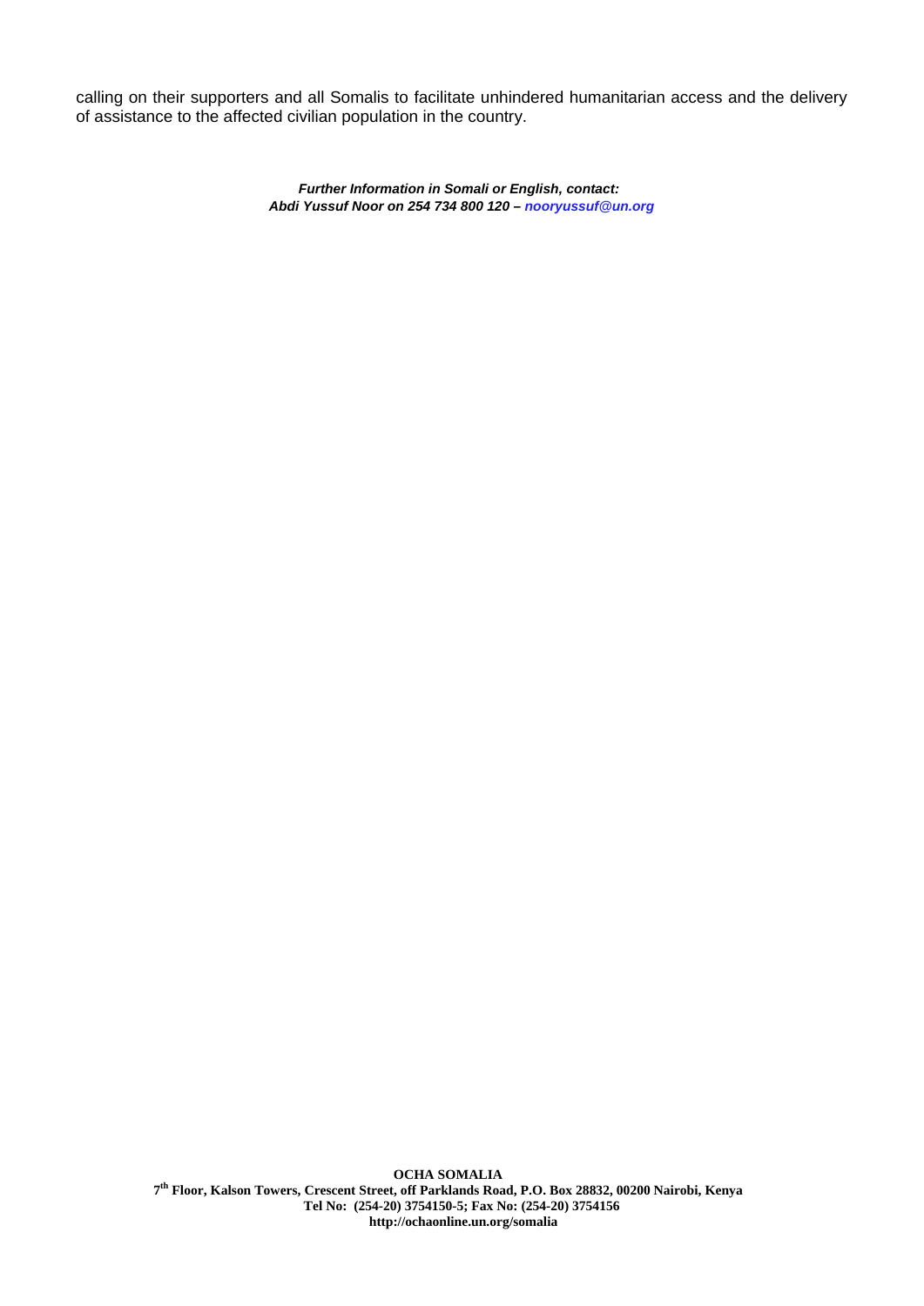calling on their supporters and all Somalis to facilitate unhindered humanitarian access and the delivery of assistance to the affected civilian population in the country.

***Further Information in Somali or English, contact:***
***Abdi Yussuf Noor on 254 734 800 120 – nooryussuf@un.org***

**OCHA SOMALIA**
**7th Floor, Kalson Towers, Crescent Street, off Parklands Road, P.O. Box 28832, 00200 Nairobi, Kenya**
**Tel No: (254-20) 3754150-5; Fax No: (254-20) 3754156**
**http://ochaonline.un.org/somalia**